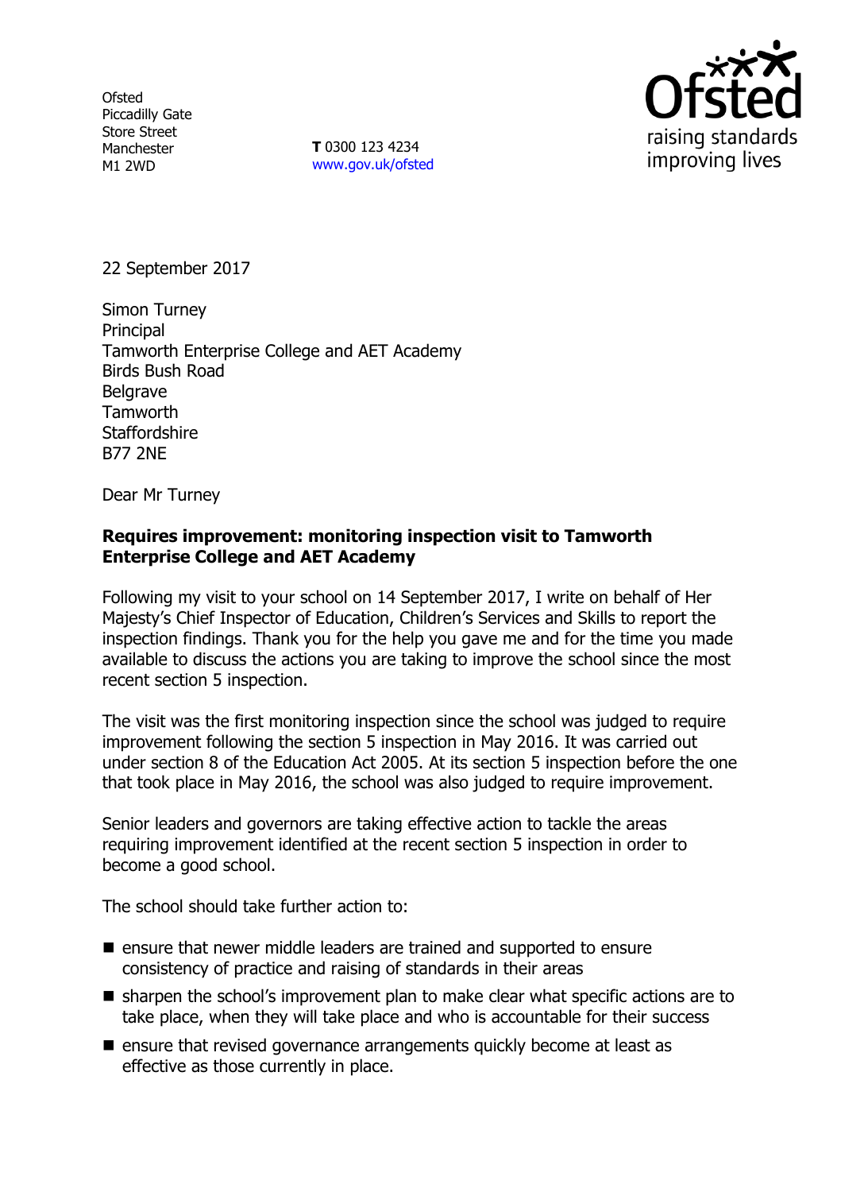Ofsted
Piccadilly Gate
Store Street
Manchester
M1 2WD

**T** 0300 123 4234
www.gov.uk/ofsted

22 September 2017

Simon Turney
Principal
Tamworth Enterprise College and AET Academy
Birds Bush Road
Belgrave
Tamworth
Staffordshire
B77 2NE

Dear Mr Turney

**Requires improvement: monitoring inspection visit to Tamworth Enterprise College and AET Academy**

Following my visit to your school on 14 September 2017, I write on behalf of Her Majesty's Chief Inspector of Education, Children's Services and Skills to report the inspection findings. Thank you for the help you gave me and for the time you made available to discuss the actions you are taking to improve the school since the most recent section 5 inspection.

The visit was the first monitoring inspection since the school was judged to require improvement following the section 5 inspection in May 2016. It was carried out under section 8 of the Education Act 2005. At its section 5 inspection before the one that took place in May 2016, the school was also judged to require improvement.

Senior leaders and governors are taking effective action to tackle the areas requiring improvement identified at the recent section 5 inspection in order to become a good school.

The school should take further action to:

- ensure that newer middle leaders are trained and supported to ensure consistency of practice and raising of standards in their areas
- sharpen the school's improvement plan to make clear what specific actions are to take place, when they will take place and who is accountable for their success
- ensure that revised governance arrangements quickly become at least as effective as those currently in place.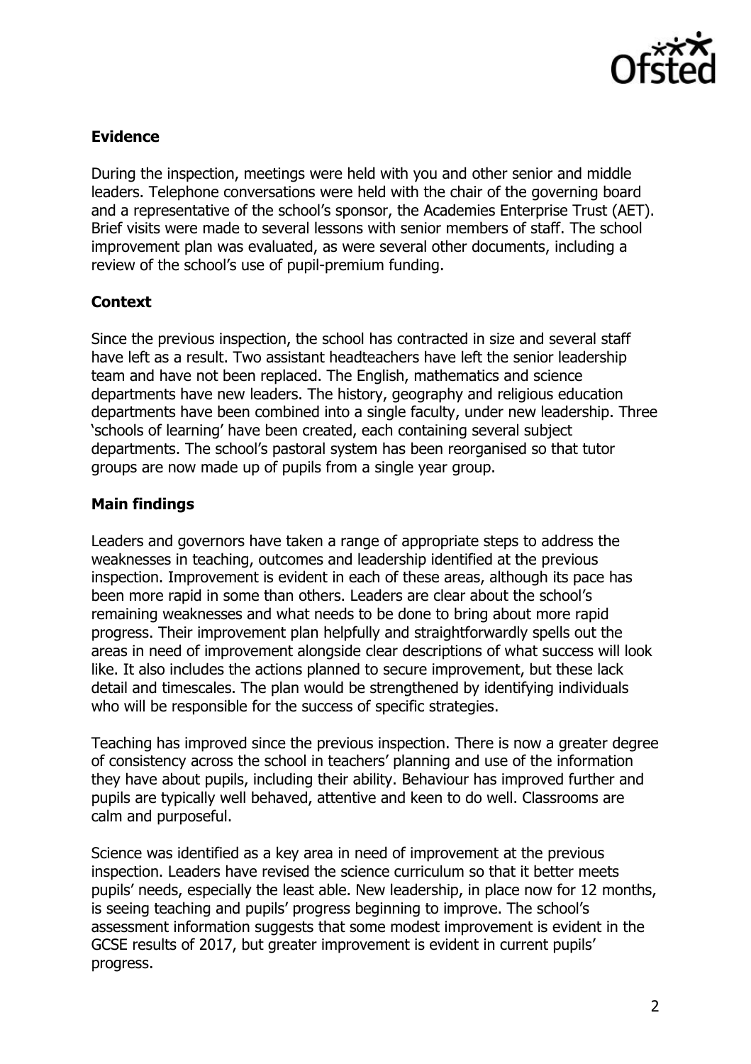### Evidence

During the inspection, meetings were held with you and other senior and middle leaders. Telephone conversations were held with the chair of the governing board and a representative of the school's sponsor, the Academies Enterprise Trust (AET). Brief visits were made to several lessons with senior members of staff. The school improvement plan was evaluated, as were several other documents, including a review of the school's use of pupil-premium funding.

### Context

Since the previous inspection, the school has contracted in size and several staff have left as a result. Two assistant headteachers have left the senior leadership team and have not been replaced. The English, mathematics and science departments have new leaders. The history, geography and religious education departments have been combined into a single faculty, under new leadership. Three 'schools of learning' have been created, each containing several subject departments. The school's pastoral system has been reorganised so that tutor groups are now made up of pupils from a single year group.

### Main findings

Leaders and governors have taken a range of appropriate steps to address the weaknesses in teaching, outcomes and leadership identified at the previous inspection. Improvement is evident in each of these areas, although its pace has been more rapid in some than others. Leaders are clear about the school's remaining weaknesses and what needs to be done to bring about more rapid progress. Their improvement plan helpfully and straightforwardly spells out the areas in need of improvement alongside clear descriptions of what success will look like. It also includes the actions planned to secure improvement, but these lack detail and timescales. The plan would be strengthened by identifying individuals who will be responsible for the success of specific strategies.

Teaching has improved since the previous inspection. There is now a greater degree of consistency across the school in teachers' planning and use of the information they have about pupils, including their ability. Behaviour has improved further and pupils are typically well behaved, attentive and keen to do well. Classrooms are calm and purposeful.

Science was identified as a key area in need of improvement at the previous inspection. Leaders have revised the science curriculum so that it better meets pupils' needs, especially the least able. New leadership, in place now for 12 months, is seeing teaching and pupils' progress beginning to improve. The school's assessment information suggests that some modest improvement is evident in the GCSE results of 2017, but greater improvement is evident in current pupils' progress.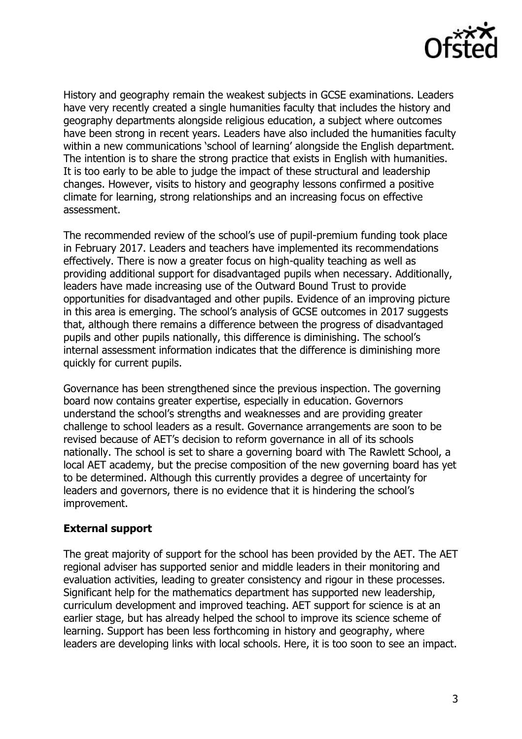History and geography remain the weakest subjects in GCSE examinations. Leaders have very recently created a single humanities faculty that includes the history and geography departments alongside religious education, a subject where outcomes have been strong in recent years. Leaders have also included the humanities faculty within a new communications 'school of learning' alongside the English department. The intention is to share the strong practice that exists in English with humanities. It is too early to be able to judge the impact of these structural and leadership changes. However, visits to history and geography lessons confirmed a positive climate for learning, strong relationships and an increasing focus on effective assessment.

The recommended review of the school's use of pupil-premium funding took place in February 2017. Leaders and teachers have implemented its recommendations effectively. There is now a greater focus on high-quality teaching as well as providing additional support for disadvantaged pupils when necessary. Additionally, leaders have made increasing use of the Outward Bound Trust to provide opportunities for disadvantaged and other pupils. Evidence of an improving picture in this area is emerging. The school's analysis of GCSE outcomes in 2017 suggests that, although there remains a difference between the progress of disadvantaged pupils and other pupils nationally, this difference is diminishing. The school's internal assessment information indicates that the difference is diminishing more quickly for current pupils.

Governance has been strengthened since the previous inspection. The governing board now contains greater expertise, especially in education. Governors understand the school's strengths and weaknesses and are providing greater challenge to school leaders as a result. Governance arrangements are soon to be revised because of AET's decision to reform governance in all of its schools nationally. The school is set to share a governing board with The Rawlett School, a local AET academy, but the precise composition of the new governing board has yet to be determined. Although this currently provides a degree of uncertainty for leaders and governors, there is no evidence that it is hindering the school's improvement.

## External support

The great majority of support for the school has been provided by the AET. The AET regional adviser has supported senior and middle leaders in their monitoring and evaluation activities, leading to greater consistency and rigour in these processes. Significant help for the mathematics department has supported new leadership, curriculum development and improved teaching. AET support for science is at an earlier stage, but has already helped the school to improve its science scheme of learning. Support has been less forthcoming in history and geography, where leaders are developing links with local schools. Here, it is too soon to see an impact.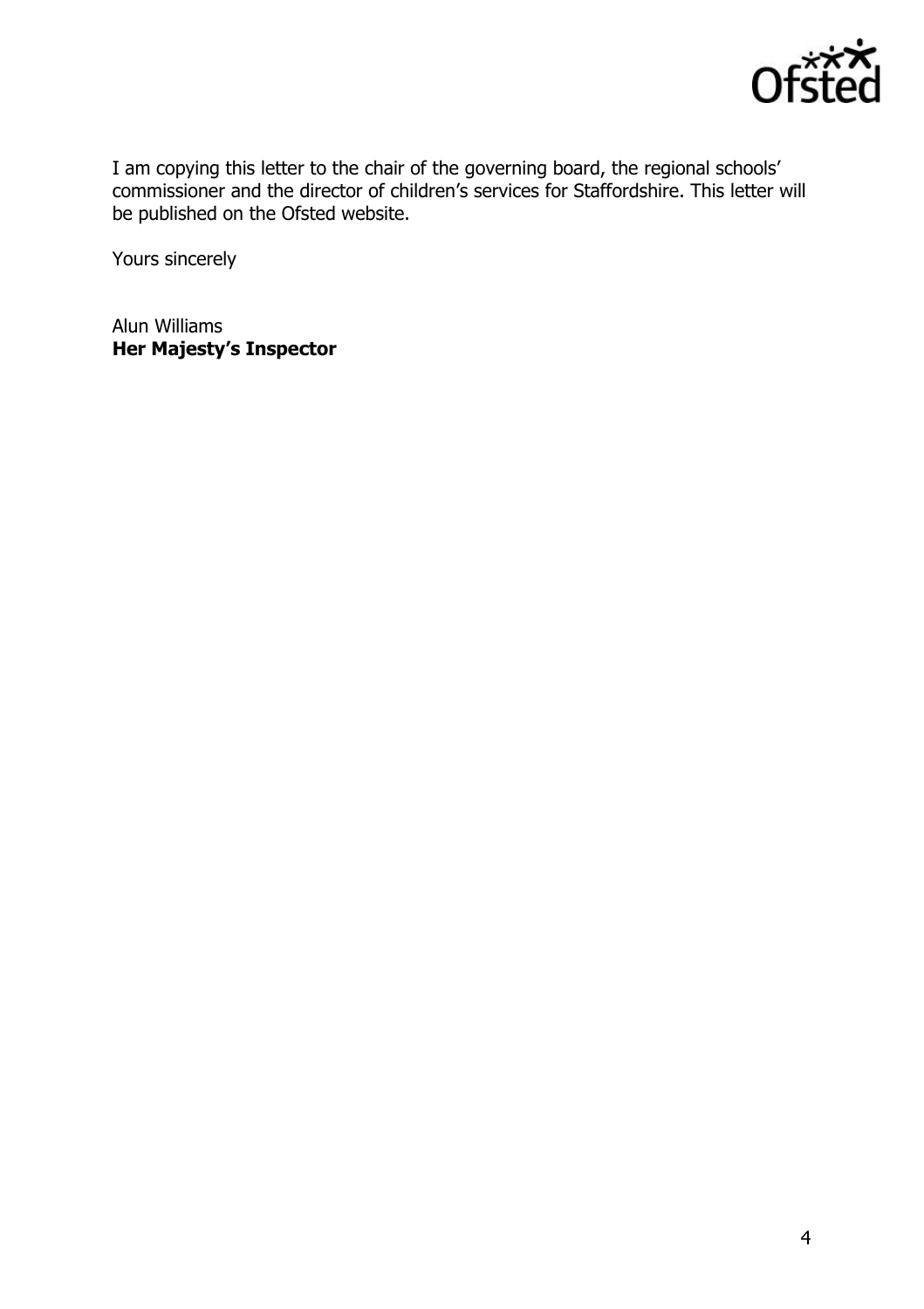I am copying this letter to the chair of the governing board, the regional schools' commissioner and the director of children's services for Staffordshire. This letter will be published on the Ofsted website.

Yours sincerely

Alun Williams
**Her Majesty's Inspector**